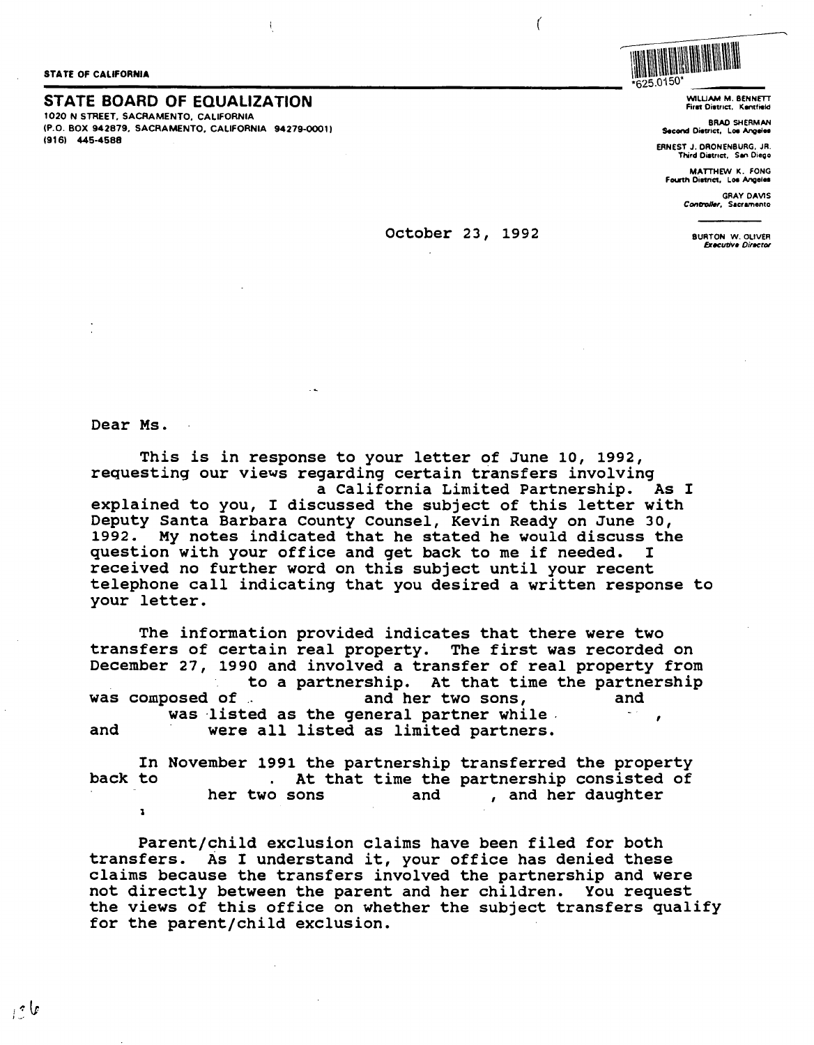STATE OF CALIFORNIA

**STATE BOARD OF EQUALIZATION**

1020 N STREET, SACRAMENTO, CALIFORNIA
(P.O. BOX 942879, SACRAMENTO, CALIFORNIA 94279-0001)
(916) 445-4588

*625.0150*

WILLIAM M. BENNETT
First District, Kentfield

BRAD SHERMAN
Second District, Los Angeles

ERNEST J. DRONENBURG, JR.
Third District, San Diego

MATTHEW K. FONG
Fourth District, Los Angeles

GRAY DAVIS
*Controller*, Sacramento

BURTON W. OLIVER
*Executive Director*

October 23, 1992

Dear Ms.

This is in response to your letter of June 10, 1992, requesting our views regarding certain transfers involving a California Limited Partnership. As I explained to you, I discussed the subject of this letter with Deputy Santa Barbara County Counsel, Kevin Ready on June 30, 1992. My notes indicated that he stated he would discuss the question with your office and get back to me if needed. I received no further word on this subject until your recent telephone call indicating that you desired a written response to your letter.

The information provided indicates that there were two transfers of certain real property. The first was recorded on December 27, 1990 and involved a transfer of real property from to a partnership. At that time the partnership was composed of and her two sons, and was listed as the general partner while , and were all listed as limited partners.

In November 1991 the partnership transferred the property back to . At that time the partnership consisted of her two sons and , and her daughter

Parent/child exclusion claims have been filed for both transfers. As I understand it, your office has denied these claims because the transfers involved the partnership and were not directly between the parent and her children. You request the views of this office on whether the subject transfers qualify for the parent/child exclusion.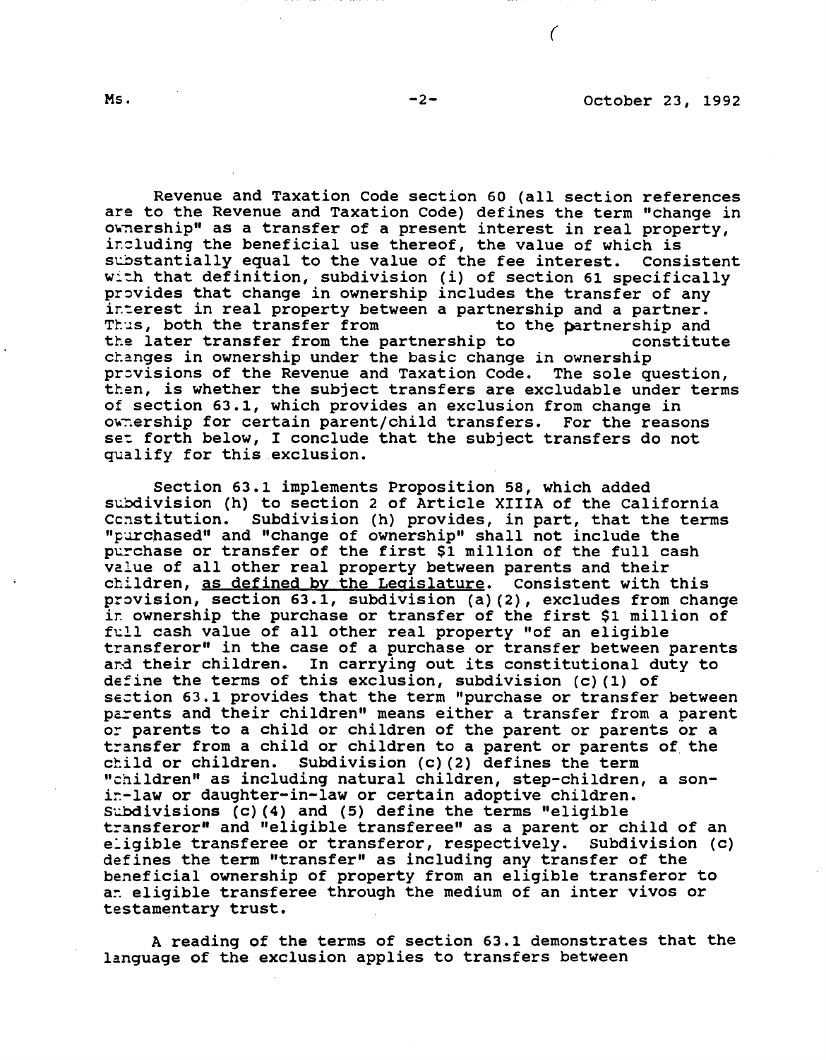Revenue and Taxation Code section 60 (all section references are to the Revenue and Taxation Code) defines the term "change in ownership" as a transfer of a present interest in real property, including the beneficial use thereof, the value of which is substantially equal to the value of the fee interest. Consistent with that definition, subdivision (i) of section 61 specifically provides that change in ownership includes the transfer of any interest in real property between a partnership and a partner. Thus, both the transfer from to the partnership and the later transfer from the partnership to constitute changes in ownership under the basic change in ownership provisions of the Revenue and Taxation Code. The sole question, then, is whether the subject transfers are excludable under terms of section 63.1, which provides an exclusion from change in ownership for certain parent/child transfers. For the reasons set forth below, I conclude that the subject transfers do not qualify for this exclusion.

Section 63.1 implements Proposition 58, which added subdivision (h) to section 2 of Article XIIIA of the California Constitution. Subdivision (h) provides, in part, that the terms "purchased" and "change of ownership" shall not include the purchase or transfer of the first $1 million of the full cash value of all other real property between parents and their children, as defined by the Legislature. Consistent with this provision, section 63.1, subdivision (a)(2), excludes from change in ownership the purchase or transfer of the first $1 million of full cash value of all other real property "of an eligible transferor" in the case of a purchase or transfer between parents and their children. In carrying out its constitutional duty to define the terms of this exclusion, subdivision (c)(1) of section 63.1 provides that the term "purchase or transfer between parents and their children" means either a transfer from a parent or parents to a child or children of the parent or parents or a transfer from a child or children to a parent or parents of the child or children. Subdivision (c)(2) defines the term "children" as including natural children, step-children, a son-in-law or daughter-in-law or certain adoptive children. Subdivisions (c)(4) and (5) define the terms "eligible transferor" and "eligible transferee" as a parent or child of an eligible transferee or transferor, respectively. Subdivision (c) defines the term "transfer" as including any transfer of the beneficial ownership of property from an eligible transferor to an eligible transferee through the medium of an inter vivos or testamentary trust.

A reading of the terms of section 63.1 demonstrates that the language of the exclusion applies to transfers between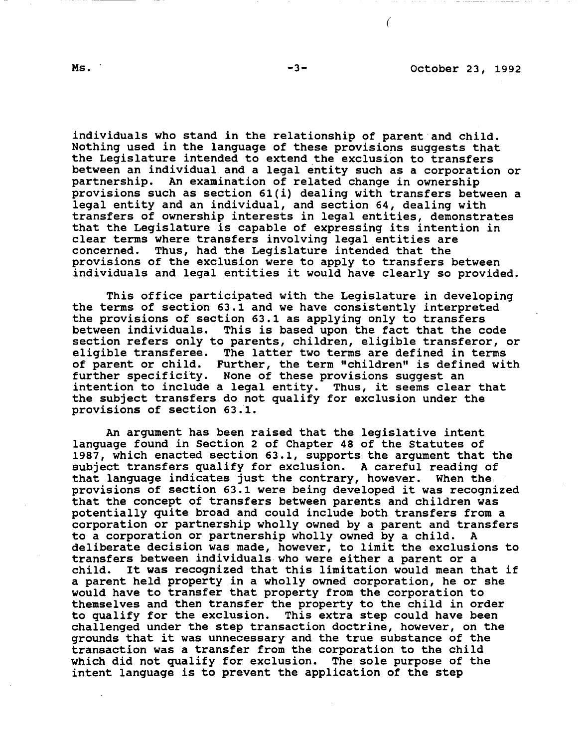individuals who stand in the relationship of parent and child. Nothing used in the language of these provisions suggests that the Legislature intended to extend the exclusion to transfers between an individual and a legal entity such as a corporation or partnership. An examination of related change in ownership provisions such as section 61(i) dealing with transfers between a legal entity and an individual, and section 64, dealing with transfers of ownership interests in legal entities, demonstrates that the Legislature is capable of expressing its intention in clear terms where transfers involving legal entities are concerned. Thus, had the Legislature intended that the provisions of the exclusion were to apply to transfers between individuals and legal entities it would have clearly so provided.

This office participated with the Legislature in developing the terms of section 63.1 and we have consistently interpreted the provisions of section 63.1 as applying only to transfers between individuals. This is based upon the fact that the code section refers only to parents, children, eligible transferor, or eligible transferee. The latter two terms are defined in terms of parent or child. Further, the term "children" is defined with further specificity. None of these provisions suggest an intention to include a legal entity. Thus, it seems clear that the subject transfers do not qualify for exclusion under the provisions of section 63.1.

An argument has been raised that the legislative intent language found in Section 2 of Chapter 48 of the Statutes of 1987, which enacted section 63.1, supports the argument that the subject transfers qualify for exclusion. A careful reading of that language indicates just the contrary, however. When the provisions of section 63.1 were being developed it was recognized that the concept of transfers between parents and children was potentially quite broad and could include both transfers from a corporation or partnership wholly owned by a parent and transfers to a corporation or partnership wholly owned by a child. A deliberate decision was made, however, to limit the exclusions to transfers between individuals who were either a parent or a child. It was recognized that this limitation would mean that if a parent held property in a wholly owned corporation, he or she would have to transfer that property from the corporation to themselves and then transfer the property to the child in order to qualify for the exclusion. This extra step could have been challenged under the step transaction doctrine, however, on the grounds that it was unnecessary and the true substance of the transaction was a transfer from the corporation to the child which did not qualify for exclusion. The sole purpose of the intent language is to prevent the application of the step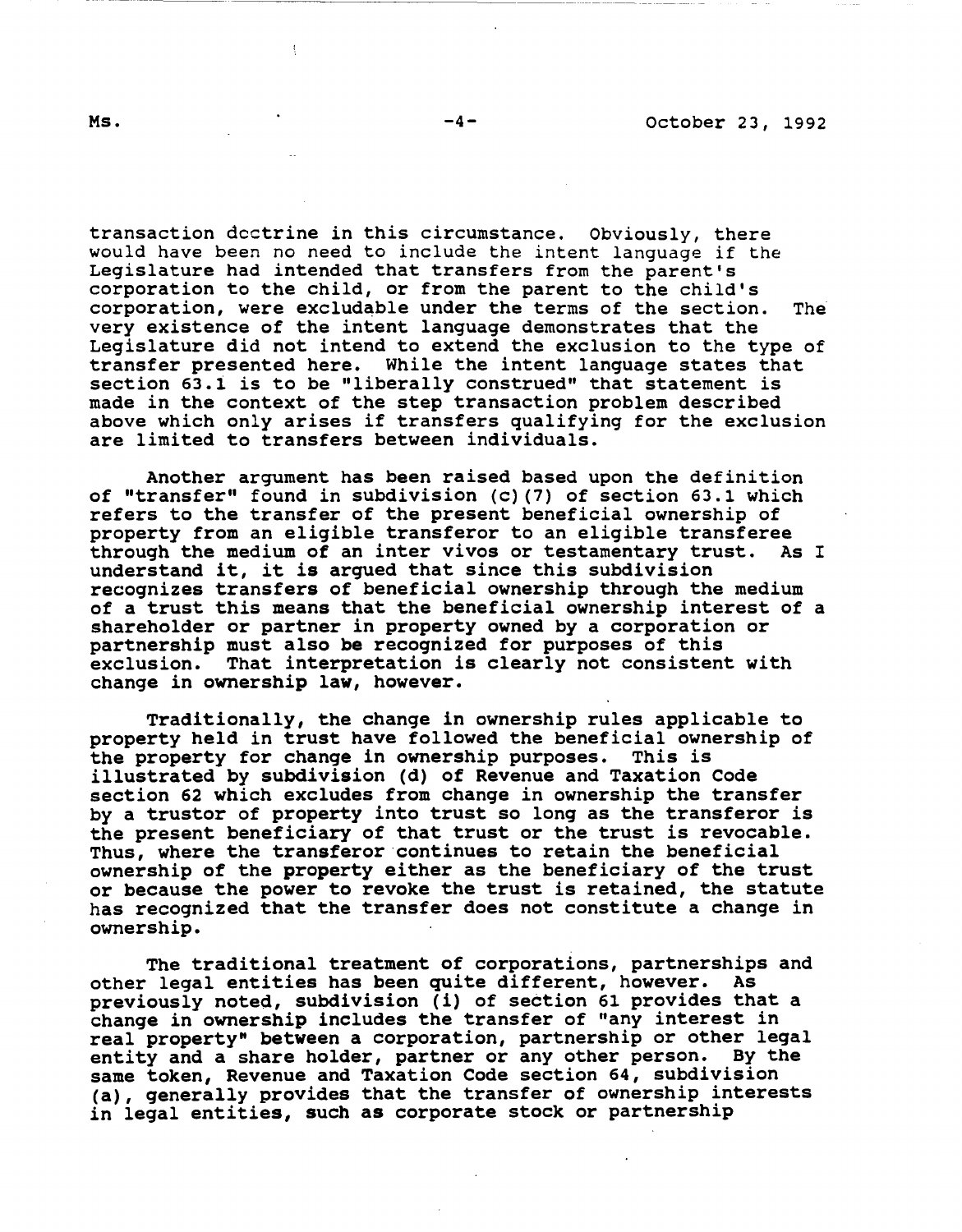transaction doctrine in this circumstance. Obviously, there would have been no need to include the intent language if the Legislature had intended that transfers from the parent's corporation to the child, or from the parent to the child's corporation, were excludable under the terms of the section. The very existence of the intent language demonstrates that the Legislature did not intend to extend the exclusion to the type of transfer presented here. While the intent language states that section 63.1 is to be "liberally construed" that statement is made in the context of the step transaction problem described above which only arises if transfers qualifying for the exclusion are limited to transfers between individuals.

Another argument has been raised based upon the definition of "transfer" found in subdivision (c)(7) of section 63.1 which refers to the transfer of the present beneficial ownership of property from an eligible transferor to an eligible transferee through the medium of an inter vivos or testamentary trust. As I understand it, it is argued that since this subdivision recognizes transfers of beneficial ownership through the medium of a trust this means that the beneficial ownership interest of a shareholder or partner in property owned by a corporation or partnership must also be recognized for purposes of this exclusion. That interpretation is clearly not consistent with change in ownership law, however.

Traditionally, the change in ownership rules applicable to property held in trust have followed the beneficial ownership of the property for change in ownership purposes. This is illustrated by subdivision (d) of Revenue and Taxation Code section 62 which excludes from change in ownership the transfer by a trustor of property into trust so long as the transferor is the present beneficiary of that trust or the trust is revocable. Thus, where the transferor continues to retain the beneficial ownership of the property either as the beneficiary of the trust or because the power to revoke the trust is retained, the statute has recognized that the transfer does not constitute a change in ownership.

The traditional treatment of corporations, partnerships and other legal entities has been quite different, however. As previously noted, subdivision (i) of section 61 provides that a change in ownership includes the transfer of "any interest in real property" between a corporation, partnership or other legal entity and a share holder, partner or any other person. By the same token, Revenue and Taxation Code section 64, subdivision (a), generally provides that the transfer of ownership interests in legal entities, such as corporate stock or partnership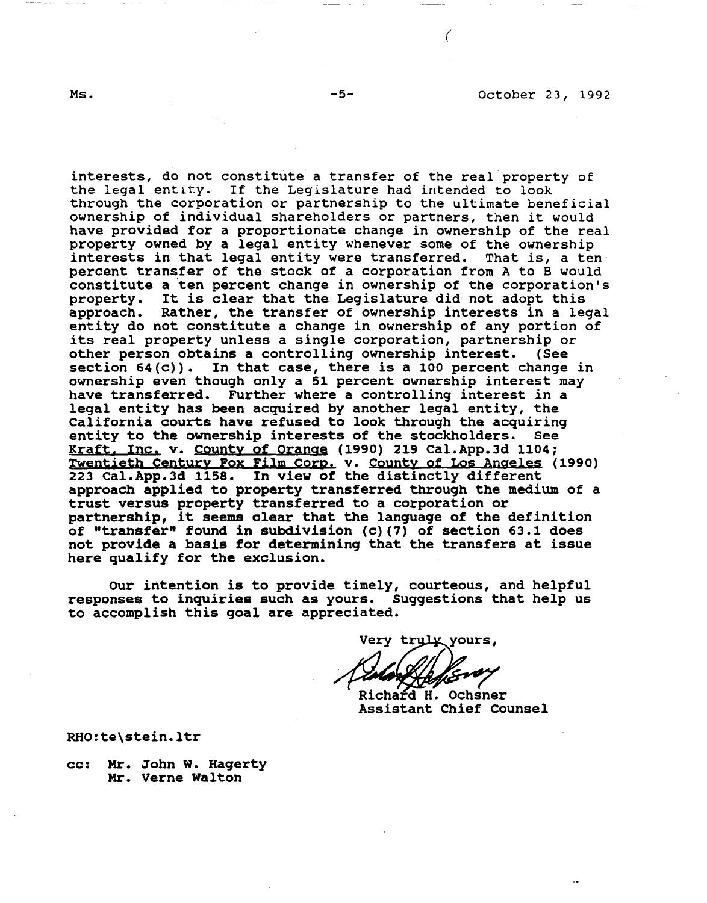interests, do not constitute a transfer of the real property of the legal entity. If the Legislature had intended to look through the corporation or partnership to the ultimate beneficial ownership of individual shareholders or partners, then it would have provided for a proportionate change in ownership of the real property owned by a legal entity whenever some of the ownership interests in that legal entity were transferred. That is, a ten percent transfer of the stock of a corporation from A to B would constitute a ten percent change in ownership of the corporation's property. It is clear that the Legislature did not adopt this approach. Rather, the transfer of ownership interests in a legal entity do not constitute a change in ownership of any portion of its real property unless a single corporation, partnership or other person obtains a controlling ownership interest. (See section 64(c)). In that case, there is a 100 percent change in ownership even though only a 51 percent ownership interest may have transferred. Further where a controlling interest in a legal entity has been acquired by another legal entity, the California courts have refused to look through the acquiring entity to the ownership interests of the stockholders. See Kraft, Inc. v. County of Orange (1990) 219 Cal.App.3d 1104; Twentieth Century Fox Film Corp. v. County of Los Angeles (1990) 223 Cal.App.3d 1158. In view of the distinctly different approach applied to property transferred through the medium of a trust versus property transferred to a corporation or partnership, it seems clear that the language of the definition of "transfer" found in subdivision (c)(7) of section 63.1 does not provide a basis for determining that the transfers at issue here qualify for the exclusion.

Our intention is to provide timely, courteous, and helpful responses to inquiries such as yours. Suggestions that help us to accomplish this goal are appreciated.

Very truly yours,

Richard H. Ochsner
Assistant Chief Counsel

RHO:te\stein.ltr

cc: Mr. John W. Hagerty
Mr. Verne Walton